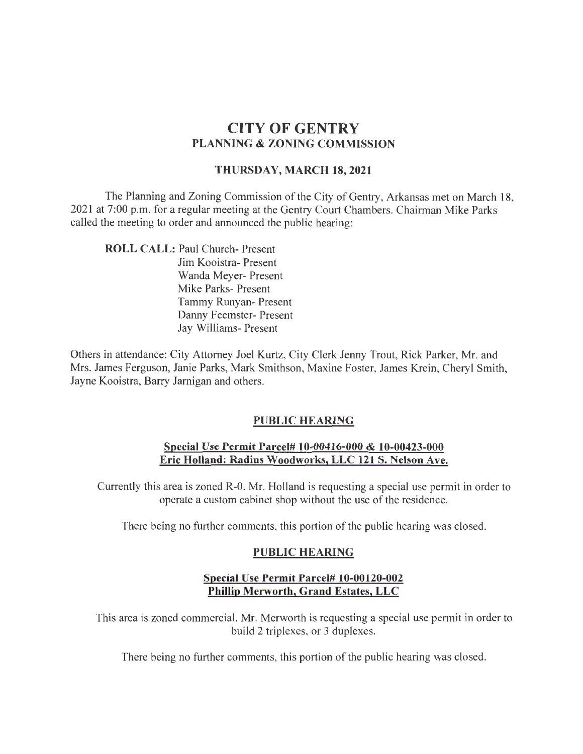# CITY OF GENTRY

## PLANNING & ZONING COMMISSION

### THURSDAY, MARCH 18, 2021

The Planning and Zoning Commission of the City of Gentry, Arkansas met on March 18, 2021 at 7:00 p.m. for a regular meeting at the Gentry Court Chambers. Chairman Mike Parks called the meeting to order and announced the public hearing:

**ROLL CALL:** Paul Church- Present
Jim Kooistra- Present
Wanda Meyer- Present
Mike Parks- Present
Tammy Runyan- Present
Danny Feemster- Present
Jay Williams- Present

Others in attendance: City Attorney Joel Kurtz, City Clerk Jenny Trout, Rick Parker, Mr. and Mrs. James Ferguson, Janie Parks, Mark Smithson, Maxine Foster, James Krein, Cheryl Smith, Jayne Kooistra, Barry Jarnigan and others.

### PUBLIC HEARING

**Special Use Permit Parcel# 10-00416-000 & 10-00423-000**
**Eric Holland: Radius Woodworks, LLC 121 S. Nelson Ave.**

Currently this area is zoned R-0. Mr. Holland is requesting a special use permit in order to operate a custom cabinet shop without the use of the residence.

There being no further comments, this portion of the public hearing was closed.

### PUBLIC HEARING

**Special Use Permit Parcel# 10-00120-002**
**Phillip Merworth, Grand Estates, LLC**

This area is zoned commercial. Mr. Merworth is requesting a special use permit in order to build 2 triplexes, or 3 duplexes.

There being no further comments, this portion of the public hearing was closed.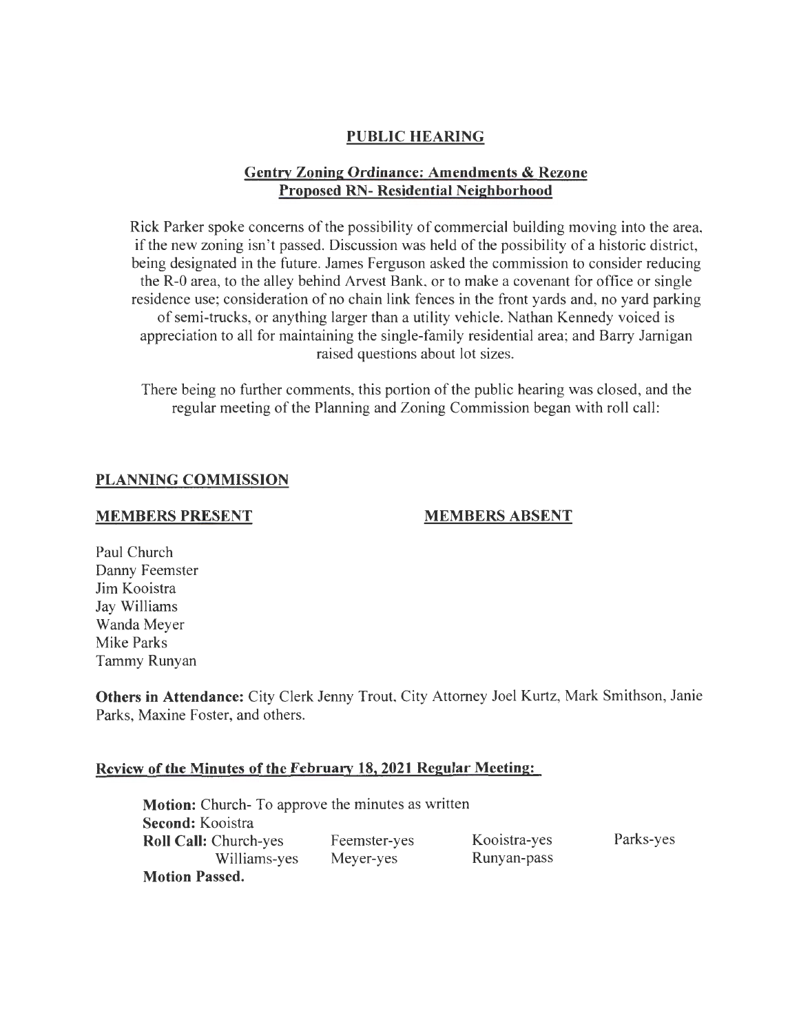## PUBLIC HEARING

### Gentry Zoning Ordinance: Amendments & Rezone
### Proposed RN- Residential Neighborhood

Rick Parker spoke concerns of the possibility of commercial building moving into the area, if the new zoning isn't passed. Discussion was held of the possibility of a historic district, being designated in the future. James Ferguson asked the commission to consider reducing the R-0 area, to the alley behind Arvest Bank, or to make a covenant for office or single residence use; consideration of no chain link fences in the front yards and, no yard parking of semi-trucks, or anything larger than a utility vehicle. Nathan Kennedy voiced is appreciation to all for maintaining the single-family residential area; and Barry Jarnigan raised questions about lot sizes.

There being no further comments, this portion of the public hearing was closed, and the regular meeting of the Planning and Zoning Commission began with roll call:

## PLANNING COMMISSION

| MEMBERS PRESENT | MEMBERS ABSENT |
| --- | --- |
| Paul Church | |
| Danny Feemster | |
| Jim Kooistra | |
| Jay Williams | |
| Wanda Meyer | |
| Mike Parks | |
| Tammy Runyan | |

**Others in Attendance:** City Clerk Jenny Trout, City Attorney Joel Kurtz, Mark Smithson, Janie Parks, Maxine Foster, and others.

### Review of the Minutes of the February 18, 2021 Regular Meeting:

**Motion:** Church- To approve the minutes as written
**Second:** Kooistra
**Roll Call:** Church-yes Feemster-yes Kooistra-yes Parks-yes
Williams-yes Meyer-yes Runyan-pass
**Motion Passed.**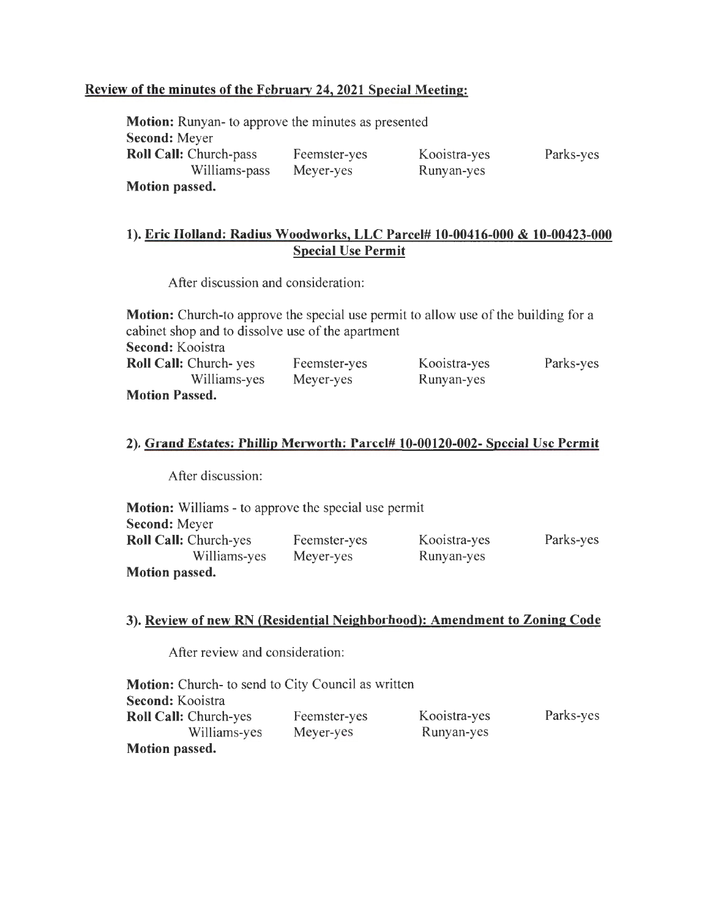**Review of the minutes of the February 24, 2021 Special Meeting:**

**Motion:** Runyan- to approve the minutes as presented
**Second:** Meyer
**Roll Call:** Church-pass Feemster-yes Kooistra-yes Parks-yes
Williams-pass Meyer-yes Runyan-yes
**Motion passed.**

**1). Eric Holland: Radius Woodworks, LLC Parcel# 10-00416-000 & 10-00423-000 Special Use Permit**

After discussion and consideration:

**Motion:** Church-to approve the special use permit to allow use of the building for a cabinet shop and to dissolve use of the apartment
**Second:** Kooistra
**Roll Call:** Church- yes Feemster-yes Kooistra-yes Parks-yes
Williams-yes Meyer-yes Runyan-yes
**Motion Passed.**

**2). Grand Estates: Phillip Merworth: Parcel# 10-00120-002- Special Use Permit**

After discussion:

**Motion:** Williams - to approve the special use permit
**Second:** Meyer
**Roll Call:** Church-yes Feemster-yes Kooistra-yes Parks-yes
Williams-yes Meyer-yes Runyan-yes
**Motion passed.**

**3). Review of new RN (Residential Neighborhood): Amendment to Zoning Code**

After review and consideration:

**Motion:** Church- to send to City Council as written
**Second:** Kooistra
**Roll Call:** Church-yes Feemster-yes Kooistra-yes Parks-yes
Williams-yes Meyer-yes Runyan-yes
**Motion passed.**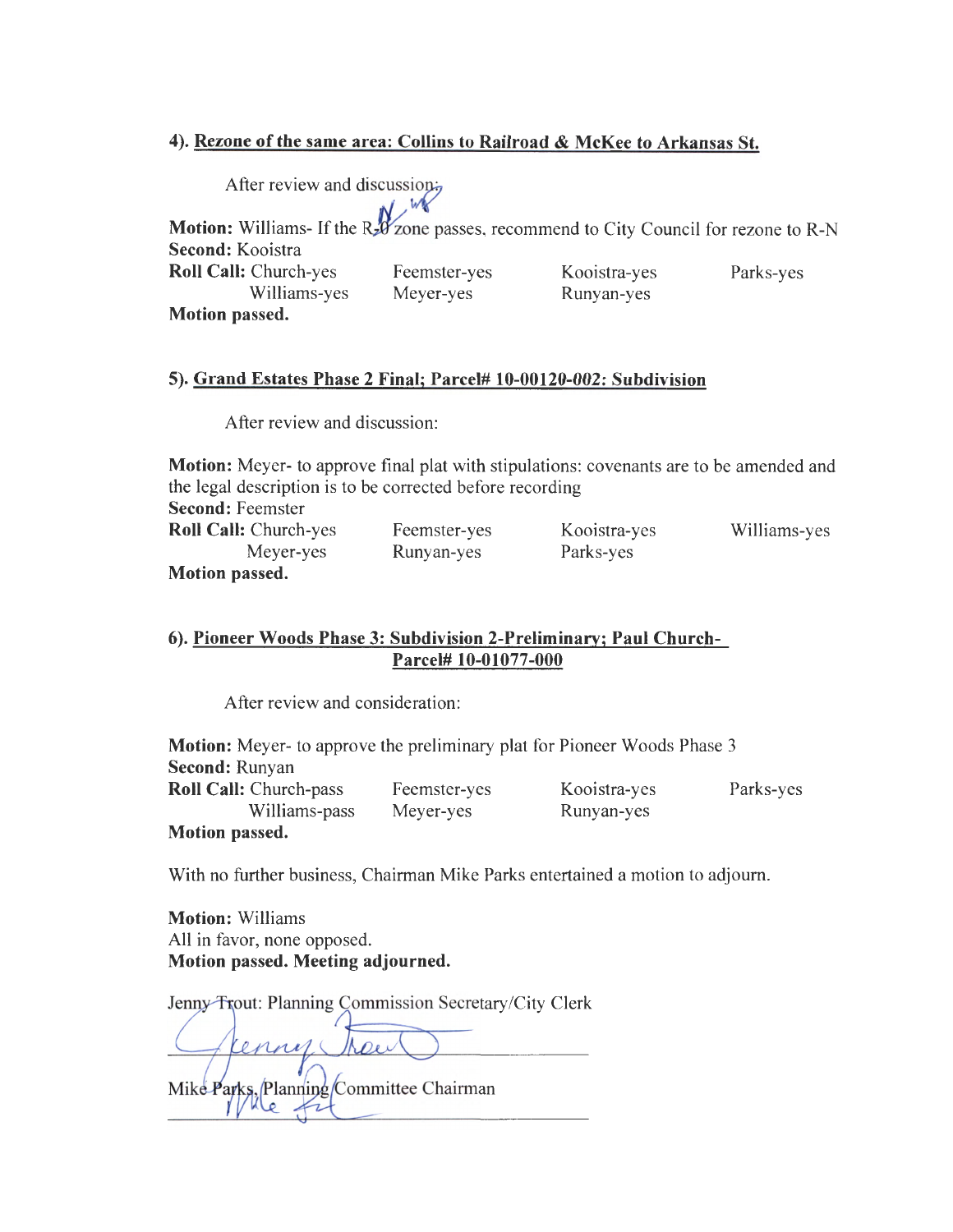4). **Rezone of the same area: Collins to Railroad & McKee to Arkansas St.**

After review and discussion:

**Motion:** Williams- If the R-0 zone passes, recommend to City Council for rezone to R-N
**Second:** Kooistra
**Roll Call:** Church-yes Feemster-yes Kooistra-yes Parks-yes
Williams-yes Meyer-yes Runyan-yes
**Motion passed.**

5). **Grand Estates Phase 2 Final; Parcel# 10-00120-002: Subdivision**

After review and discussion:

**Motion:** Meyer- to approve final plat with stipulations: covenants are to be amended and the legal description is to be corrected before recording
**Second:** Feemster
**Roll Call:** Church-yes Feemster-yes Kooistra-yes Williams-yes
Meyer-yes Runyan-yes Parks-yes
**Motion passed.**

6). **Pioneer Woods Phase 3: Subdivision 2-Preliminary; Paul Church- Parcel# 10-01077-000**

After review and consideration:

**Motion:** Meyer- to approve the preliminary plat for Pioneer Woods Phase 3
**Second:** Runyan
**Roll Call:** Church-pass Feemster-yes Kooistra-yes Parks-yes
Williams-pass Meyer-yes Runyan-yes
**Motion passed.**

With no further business, Chairman Mike Parks entertained a motion to adjourn.

**Motion:** Williams
All in favor, none opposed.
**Motion passed. Meeting adjourned.**

Jenny Trout: Planning Commission Secretary/City Clerk

_______________________________

Mike Parks, Planning Committee Chairman

_______________________________